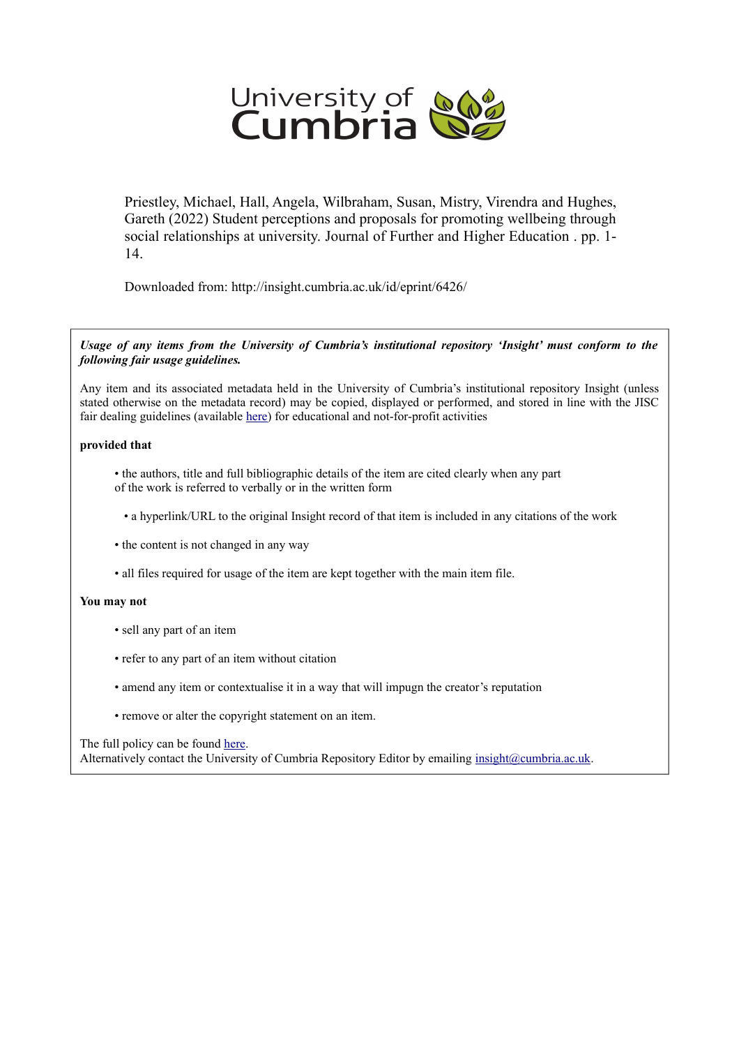University of Cumbria

Priestley, Michael, Hall, Angela, Wilbraham, Susan, Mistry, Virendra and Hughes, Gareth (2022) Student perceptions and proposals for promoting wellbeing through social relationships at university. Journal of Further and Higher Education . pp. 1-14.

Downloaded from: http://insight.cumbria.ac.uk/id/eprint/6426/

***Usage of any items from the University of Cumbria's institutional repository 'Insight' must conform to the following fair usage guidelines.***

Any item and its associated metadata held in the University of Cumbria's institutional repository Insight (unless stated otherwise on the metadata record) may be copied, displayed or performed, and stored in line with the JISC fair dealing guidelines (available here) for educational and not-for-profit activities

**provided that**

- the authors, title and full bibliographic details of the item are cited clearly when any part of the work is referred to verbally or in the written form
- a hyperlink/URL to the original Insight record of that item is included in any citations of the work
- the content is not changed in any way
- all files required for usage of the item are kept together with the main item file.

**You may not**

- sell any part of an item
- refer to any part of an item without citation
- amend any item or contextualise it in a way that will impugn the creator's reputation
- remove or alter the copyright statement on an item.

The full policy can be found here.
Alternatively contact the University of Cumbria Repository Editor by emailing insight@cumbria.ac.uk.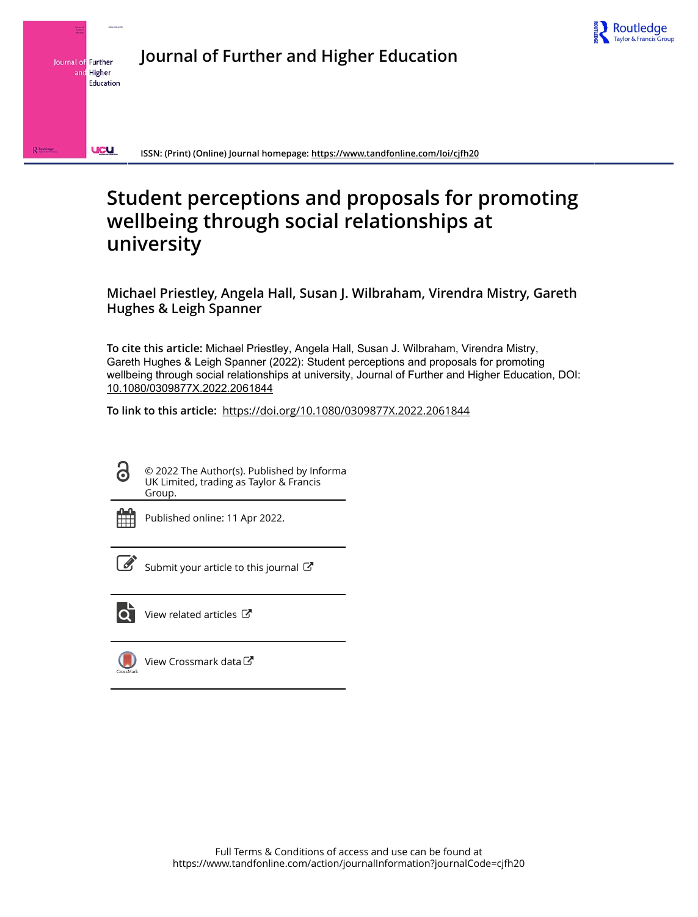# Student perceptions and proposals for promoting wellbeing through social relationships at university

**Michael Priestley, Angela Hall, Susan J. Wilbraham, Virendra Mistry, Gareth Hughes & Leigh Spanner**

**To cite this article:** Michael Priestley, Angela Hall, Susan J. Wilbraham, Virendra Mistry, Gareth Hughes & Leigh Spanner (2022): Student perceptions and proposals for promoting wellbeing through social relationships at university, Journal of Further and Higher Education, DOI: 10.1080/0309877X.2022.2061844

**To link to this article:** https://doi.org/10.1080/0309877X.2022.2061844

© 2022 The Author(s). Published by Informa UK Limited, trading as Taylor & Francis Group.

Published online: 11 Apr 2022.

Submit your article to this journal

View related articles

View Crossmark data

Full Terms & Conditions of access and use can be found at https://www.tandfonline.com/action/journalInformation?journalCode=cjfh20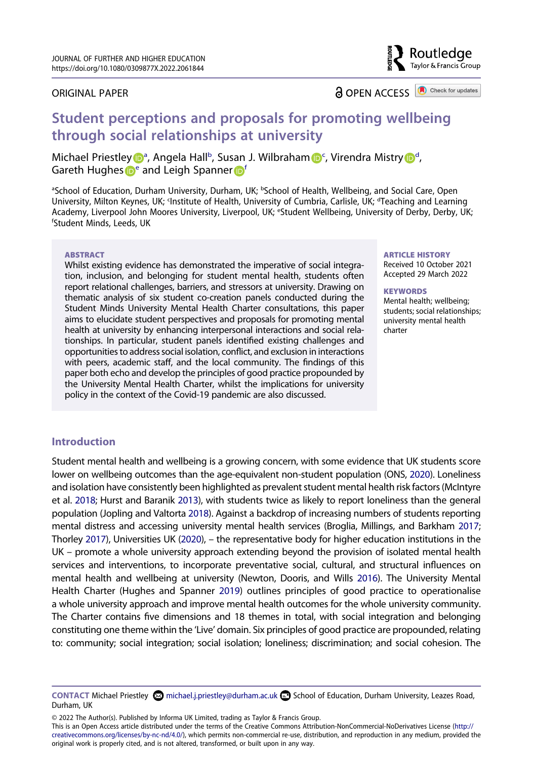ORIGINAL PAPER

OPEN ACCESS

# Student perceptions and proposals for promoting wellbeing through social relationships at university

Michael Priestley[a], Angela Hall[b], Susan J. Wilbraham[c], Virendra Mistry[d], Gareth Hughes[e] and Leigh Spanner[f]

[a]School of Education, Durham University, Durham, UK; [b]School of Health, Wellbeing, and Social Care, Open University, Milton Keynes, UK; [c]Institute of Health, University of Cumbria, Carlisle, UK; [d]Teaching and Learning Academy, Liverpool John Moores University, Liverpool, UK; [e]Student Wellbeing, University of Derby, Derby, UK; [f]Student Minds, Leeds, UK

**ABSTRACT**

Whilst existing evidence has demonstrated the imperative of social integration, inclusion, and belonging for student mental health, students often report relational challenges, barriers, and stressors at university. Drawing on thematic analysis of six student co-creation panels conducted during the Student Minds University Mental Health Charter consultations, this paper aims to elucidate student perspectives and proposals for promoting mental health at university by enhancing interpersonal interactions and social relationships. In particular, student panels identified existing challenges and opportunities to address social isolation, conflict, and exclusion in interactions with peers, academic staff, and the local community. The findings of this paper both echo and develop the principles of good practice propounded by the University Mental Health Charter, whilst the implications for university policy in the context of the Covid-19 pandemic are also discussed.

**ARTICLE HISTORY**

Received 10 October 2021
Accepted 29 March 2022

**KEYWORDS**

Mental health; wellbeing; students; social relationships; university mental health charter

## Introduction

Student mental health and wellbeing is a growing concern, with some evidence that UK students score lower on wellbeing outcomes than the age-equivalent non-student population (ONS, 2020). Loneliness and isolation have consistently been highlighted as prevalent student mental health risk factors (McIntyre et al. 2018; Hurst and Baranik 2013), with students twice as likely to report loneliness than the general population (Jopling and Valtorta 2018). Against a backdrop of increasing numbers of students reporting mental distress and accessing university mental health services (Broglia, Millings, and Barkham 2017; Thorley 2017), Universities UK (2020), – the representative body for higher education institutions in the UK – promote a whole university approach extending beyond the provision of isolated mental health services and interventions, to incorporate preventative social, cultural, and structural influences on mental health and wellbeing at university (Newton, Dooris, and Wills 2016). The University Mental Health Charter (Hughes and Spanner 2019) outlines principles of good practice to operationalise a whole university approach and improve mental health outcomes for the whole university community. The Charter contains five dimensions and 18 themes in total, with social integration and belonging constituting one theme within the 'Live' domain. Six principles of good practice are propounded, relating to: community; social integration; social isolation; loneliness; discrimination; and social cohesion. The

**CONTACT** Michael Priestley michael.j.priestley@durham.ac.uk School of Education, Durham University, Leazes Road, Durham, UK

© 2022 The Author(s). Published by Informa UK Limited, trading as Taylor & Francis Group.
This is an Open Access article distributed under the terms of the Creative Commons Attribution-NonCommercial-NoDerivatives License (http://creativecommons.org/licenses/by-nc-nd/4.0/), which permits non-commercial re-use, distribution, and reproduction in any medium, provided the original work is properly cited, and is not altered, transformed, or built upon in any way.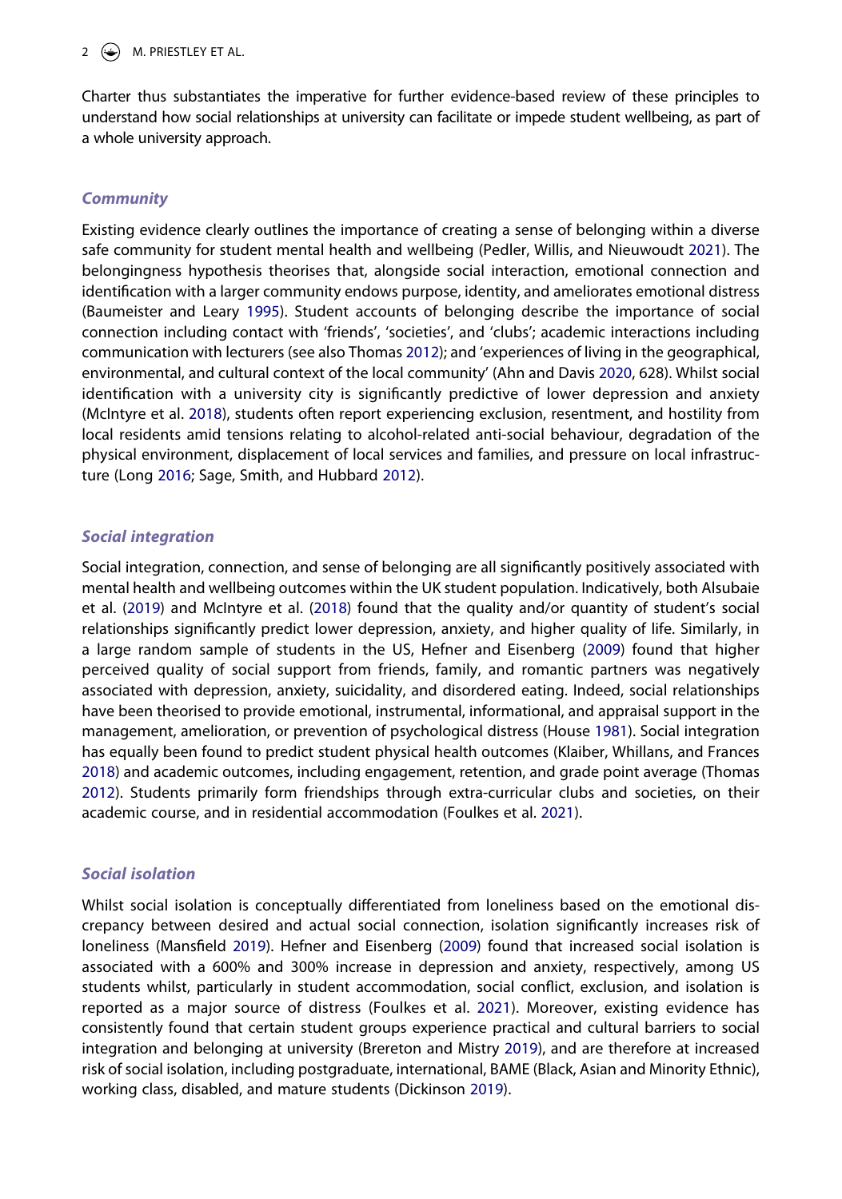Charter thus substantiates the imperative for further evidence-based review of these principles to understand how social relationships at university can facilitate or impede student wellbeing, as part of a whole university approach.

### *Community*

Existing evidence clearly outlines the importance of creating a sense of belonging within a diverse safe community for student mental health and wellbeing (Pedler, Willis, and Nieuwoudt 2021). The belongingness hypothesis theorises that, alongside social interaction, emotional connection and identification with a larger community endows purpose, identity, and ameliorates emotional distress (Baumeister and Leary 1995). Student accounts of belonging describe the importance of social connection including contact with 'friends', 'societies', and 'clubs'; academic interactions including communication with lecturers (see also Thomas 2012); and 'experiences of living in the geographical, environmental, and cultural context of the local community' (Ahn and Davis 2020, 628). Whilst social identification with a university city is significantly predictive of lower depression and anxiety (McIntyre et al. 2018), students often report experiencing exclusion, resentment, and hostility from local residents amid tensions relating to alcohol-related anti-social behaviour, degradation of the physical environment, displacement of local services and families, and pressure on local infrastructure (Long 2016; Sage, Smith, and Hubbard 2012).

### *Social integration*

Social integration, connection, and sense of belonging are all significantly positively associated with mental health and wellbeing outcomes within the UK student population. Indicatively, both Alsubaie et al. (2019) and McIntyre et al. (2018) found that the quality and/or quantity of student's social relationships significantly predict lower depression, anxiety, and higher quality of life. Similarly, in a large random sample of students in the US, Hefner and Eisenberg (2009) found that higher perceived quality of social support from friends, family, and romantic partners was negatively associated with depression, anxiety, suicidality, and disordered eating. Indeed, social relationships have been theorised to provide emotional, instrumental, informational, and appraisal support in the management, amelioration, or prevention of psychological distress (House 1981). Social integration has equally been found to predict student physical health outcomes (Klaiber, Whillans, and Frances 2018) and academic outcomes, including engagement, retention, and grade point average (Thomas 2012). Students primarily form friendships through extra-curricular clubs and societies, on their academic course, and in residential accommodation (Foulkes et al. 2021).

### *Social isolation*

Whilst social isolation is conceptually differentiated from loneliness based on the emotional discrepancy between desired and actual social connection, isolation significantly increases risk of loneliness (Mansfield 2019). Hefner and Eisenberg (2009) found that increased social isolation is associated with a 600% and 300% increase in depression and anxiety, respectively, among US students whilst, particularly in student accommodation, social conflict, exclusion, and isolation is reported as a major source of distress (Foulkes et al. 2021). Moreover, existing evidence has consistently found that certain student groups experience practical and cultural barriers to social integration and belonging at university (Brereton and Mistry 2019), and are therefore at increased risk of social isolation, including postgraduate, international, BAME (Black, Asian and Minority Ethnic), working class, disabled, and mature students (Dickinson 2019).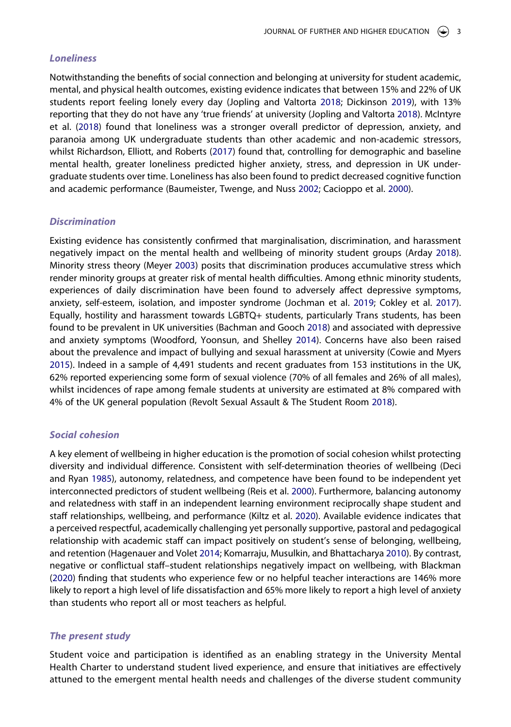### *Loneliness*

Notwithstanding the benefits of social connection and belonging at university for student academic, mental, and physical health outcomes, existing evidence indicates that between 15% and 22% of UK students report feeling lonely every day (Jopling and Valtorta 2018; Dickinson 2019), with 13% reporting that they do not have any 'true friends' at university (Jopling and Valtorta 2018). McIntyre et al. (2018) found that loneliness was a stronger overall predictor of depression, anxiety, and paranoia among UK undergraduate students than other academic and non-academic stressors, whilst Richardson, Elliott, and Roberts (2017) found that, controlling for demographic and baseline mental health, greater loneliness predicted higher anxiety, stress, and depression in UK undergraduate students over time. Loneliness has also been found to predict decreased cognitive function and academic performance (Baumeister, Twenge, and Nuss 2002; Cacioppo et al. 2000).

### *Discrimination*

Existing evidence has consistently confirmed that marginalisation, discrimination, and harassment negatively impact on the mental health and wellbeing of minority student groups (Arday 2018). Minority stress theory (Meyer 2003) posits that discrimination produces accumulative stress which render minority groups at greater risk of mental health difficulties. Among ethnic minority students, experiences of daily discrimination have been found to adversely affect depressive symptoms, anxiety, self-esteem, isolation, and imposter syndrome (Jochman et al. 2019; Cokley et al. 2017). Equally, hostility and harassment towards LGBTQ+ students, particularly Trans students, has been found to be prevalent in UK universities (Bachman and Gooch 2018) and associated with depressive and anxiety symptoms (Woodford, Yoonsun, and Shelley 2014). Concerns have also been raised about the prevalence and impact of bullying and sexual harassment at university (Cowie and Myers 2015). Indeed in a sample of 4,491 students and recent graduates from 153 institutions in the UK, 62% reported experiencing some form of sexual violence (70% of all females and 26% of all males), whilst incidences of rape among female students at university are estimated at 8% compared with 4% of the UK general population (Revolt Sexual Assault & The Student Room 2018).

### *Social cohesion*

A key element of wellbeing in higher education is the promotion of social cohesion whilst protecting diversity and individual difference. Consistent with self-determination theories of wellbeing (Deci and Ryan 1985), autonomy, relatedness, and competence have been found to be independent yet interconnected predictors of student wellbeing (Reis et al. 2000). Furthermore, balancing autonomy and relatedness with staff in an independent learning environment reciprocally shape student and staff relationships, wellbeing, and performance (Kiltz et al. 2020). Available evidence indicates that a perceived respectful, academically challenging yet personally supportive, pastoral and pedagogical relationship with academic staff can impact positively on student's sense of belonging, wellbeing, and retention (Hagenauer and Volet 2014; Komarraju, Musulkin, and Bhattacharya 2010). By contrast, negative or conflictual staff–student relationships negatively impact on wellbeing, with Blackman (2020) finding that students who experience few or no helpful teacher interactions are 146% more likely to report a high level of life dissatisfaction and 65% more likely to report a high level of anxiety than students who report all or most teachers as helpful.

### *The present study*

Student voice and participation is identified as an enabling strategy in the University Mental Health Charter to understand student lived experience, and ensure that initiatives are effectively attuned to the emergent mental health needs and challenges of the diverse student community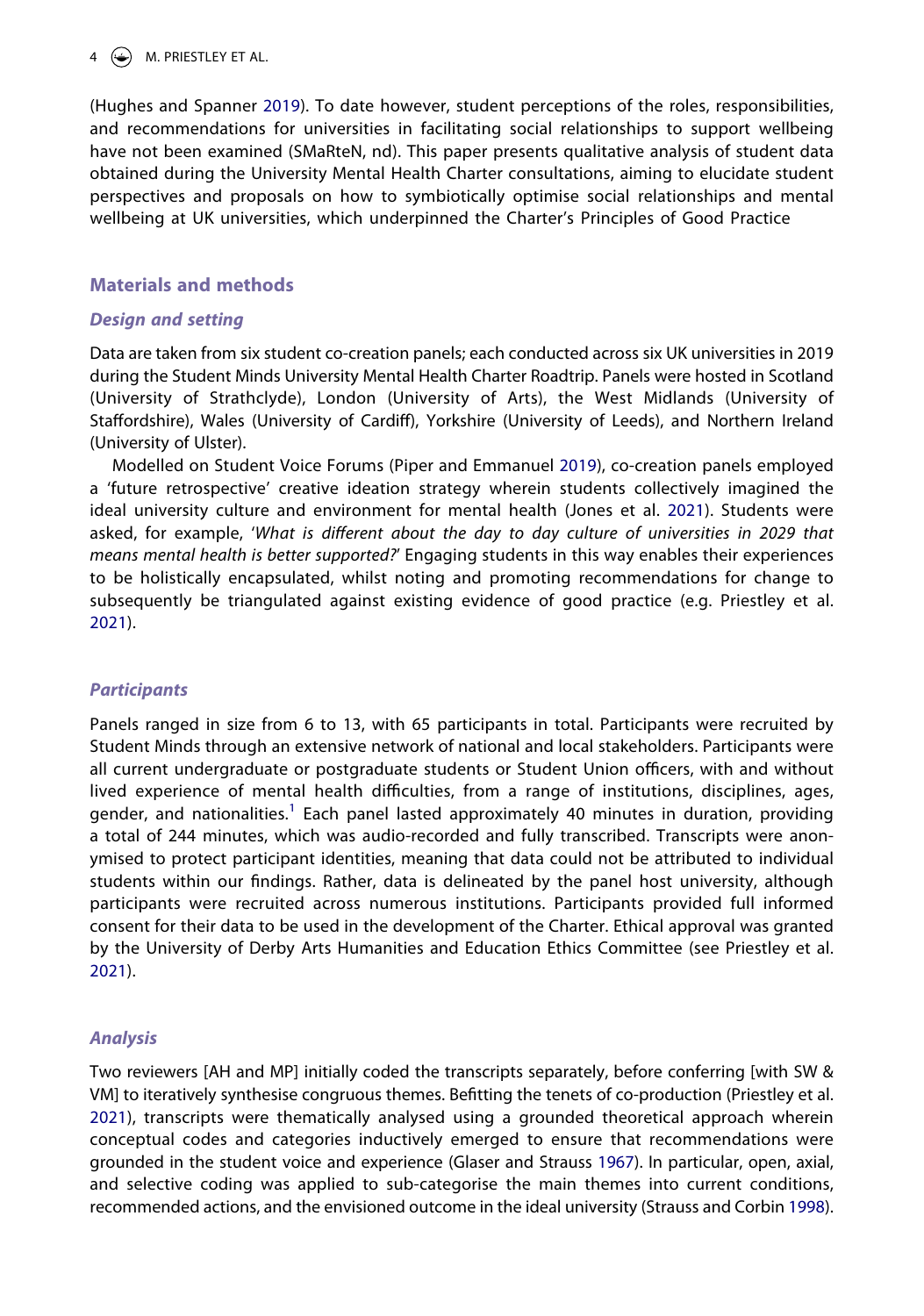(Hughes and Spanner 2019). To date however, student perceptions of the roles, responsibilities, and recommendations for universities in facilitating social relationships to support wellbeing have not been examined (SMaRteN, nd). This paper presents qualitative analysis of student data obtained during the University Mental Health Charter consultations, aiming to elucidate student perspectives and proposals on how to symbiotically optimise social relationships and mental wellbeing at UK universities, which underpinned the Charter's Principles of Good Practice

## Materials and methods

### Design and setting

Data are taken from six student co-creation panels; each conducted across six UK universities in 2019 during the Student Minds University Mental Health Charter Roadtrip. Panels were hosted in Scotland (University of Strathclyde), London (University of Arts), the West Midlands (University of Staffordshire), Wales (University of Cardiff), Yorkshire (University of Leeds), and Northern Ireland (University of Ulster).

Modelled on Student Voice Forums (Piper and Emmanuel 2019), co-creation panels employed a 'future retrospective' creative ideation strategy wherein students collectively imagined the ideal university culture and environment for mental health (Jones et al. 2021). Students were asked, for example, '*What is different about the day to day culture of universities in 2029 that means mental health is better supported?*' Engaging students in this way enables their experiences to be holistically encapsulated, whilst noting and promoting recommendations for change to subsequently be triangulated against existing evidence of good practice (e.g. Priestley et al. 2021).

### Participants

Panels ranged in size from 6 to 13, with 65 participants in total. Participants were recruited by Student Minds through an extensive network of national and local stakeholders. Participants were all current undergraduate or postgraduate students or Student Union officers, with and without lived experience of mental health difficulties, from a range of institutions, disciplines, ages, gender, and nationalities.[1] Each panel lasted approximately 40 minutes in duration, providing a total of 244 minutes, which was audio-recorded and fully transcribed. Transcripts were anonymised to protect participant identities, meaning that data could not be attributed to individual students within our findings. Rather, data is delineated by the panel host university, although participants were recruited across numerous institutions. Participants provided full informed consent for their data to be used in the development of the Charter. Ethical approval was granted by the University of Derby Arts Humanities and Education Ethics Committee (see Priestley et al. 2021).

### Analysis

Two reviewers [AH and MP] initially coded the transcripts separately, before conferring [with SW & VM] to iteratively synthesise congruous themes. Befitting the tenets of co-production (Priestley et al. 2021), transcripts were thematically analysed using a grounded theoretical approach wherein conceptual codes and categories inductively emerged to ensure that recommendations were grounded in the student voice and experience (Glaser and Strauss 1967). In particular, open, axial, and selective coding was applied to sub-categorise the main themes into current conditions, recommended actions, and the envisioned outcome in the ideal university (Strauss and Corbin 1998).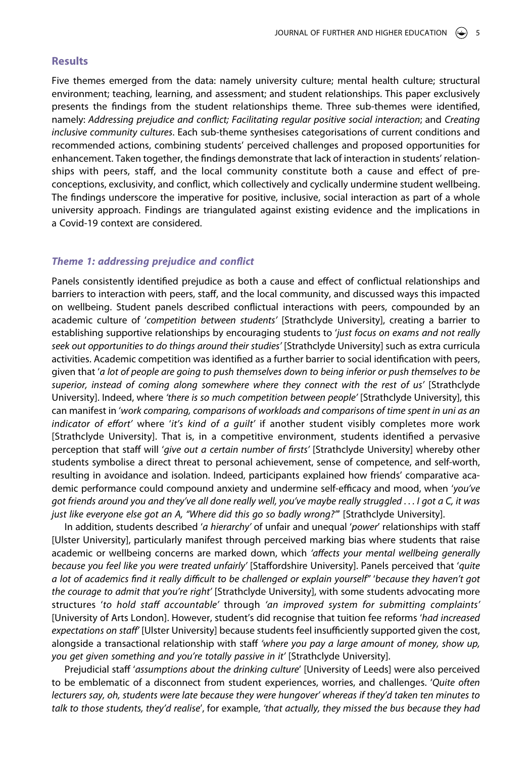## Results

Five themes emerged from the data: namely university culture; mental health culture; structural environment; teaching, learning, and assessment; and student relationships. This paper exclusively presents the findings from the student relationships theme. Three sub-themes were identified, namely: *Addressing prejudice and conflict; Facilitating regular positive social interaction*; and *Creating inclusive community cultures*. Each sub-theme synthesises categorisations of current conditions and recommended actions, combining students' perceived challenges and proposed opportunities for enhancement. Taken together, the findings demonstrate that lack of interaction in students' relationships with peers, staff, and the local community constitute both a cause and effect of preconceptions, exclusivity, and conflict, which collectively and cyclically undermine student wellbeing. The findings underscore the imperative for positive, inclusive, social interaction as part of a whole university approach. Findings are triangulated against existing evidence and the implications in a Covid-19 context are considered.

### *Theme 1: addressing prejudice and conflict*

Panels consistently identified prejudice as both a cause and effect of conflictual relationships and barriers to interaction with peers, staff, and the local community, and discussed ways this impacted on wellbeing. Student panels described conflictual interactions with peers, compounded by an academic culture of '*competition between students*' [Strathclyde University], creating a barrier to establishing supportive relationships by encouraging students to '*just focus on exams and not really seek out opportunities to do things around their studies*' [Strathclyde University] such as extra curricula activities. Academic competition was identified as a further barrier to social identification with peers, given that '*a lot of people are going to push themselves down to being inferior or push themselves to be superior, instead of coming along somewhere where they connect with the rest of us*' [Strathclyde University]. Indeed, where *'there is so much competition between people'* [Strathclyde University], this can manifest in '*work comparing, comparisons of workloads and comparisons of time spent in uni as an indicator of effort*' where '*it's kind of a guilt*' if another student visibly completes more work [Strathclyde University]. That is, in a competitive environment, students identified a pervasive perception that staff will '*give out a certain number of firsts*' [Strathclyde University] whereby other students symbolise a direct threat to personal achievement, sense of competence, and self-worth, resulting in avoidance and isolation. Indeed, participants explained how friends' comparative academic performance could compound anxiety and undermine self-efficacy and mood, when '*you've got friends around you and they've all done really well, you've maybe really struggled . . . I got a C, it was just like everyone else got an A, "Where did this go so badly wrong?"*' [Strathclyde University].

In addition, students described '*a hierarchy*' of unfair and unequal '*power*' relationships with staff [Ulster University], particularly manifest through perceived marking bias where students that raise academic or wellbeing concerns are marked down, which *'affects your mental wellbeing generally because you feel like you were treated unfairly'* [Staffordshire University]. Panels perceived that '*quite a lot of academics find it really difficult to be challenged or explain yourself*" '*because they haven't got the courage to admit that you're right*' [Strathclyde University], with some students advocating more structures '*to hold staff accountable*' through *'an improved system for submitting complaints'* [University of Arts London]. However, student's did recognise that tuition fee reforms '*had increased expectations on staff*' [Ulster University] because students feel insufficiently supported given the cost, alongside a transactional relationship with staff *'where you pay a large amount of money, show up, you get given something and you're totally passive in it'* [Strathclyde University].

Prejudicial staff '*assumptions about the drinking culture*' [University of Leeds] were also perceived to be emblematic of a disconnect from student experiences, worries, and challenges. '*Quite often lecturers say, oh, students were late because they were hungover' whereas if they'd taken ten minutes to talk to those students, they'd realise*', for example, *'that actually, they missed the bus because they had*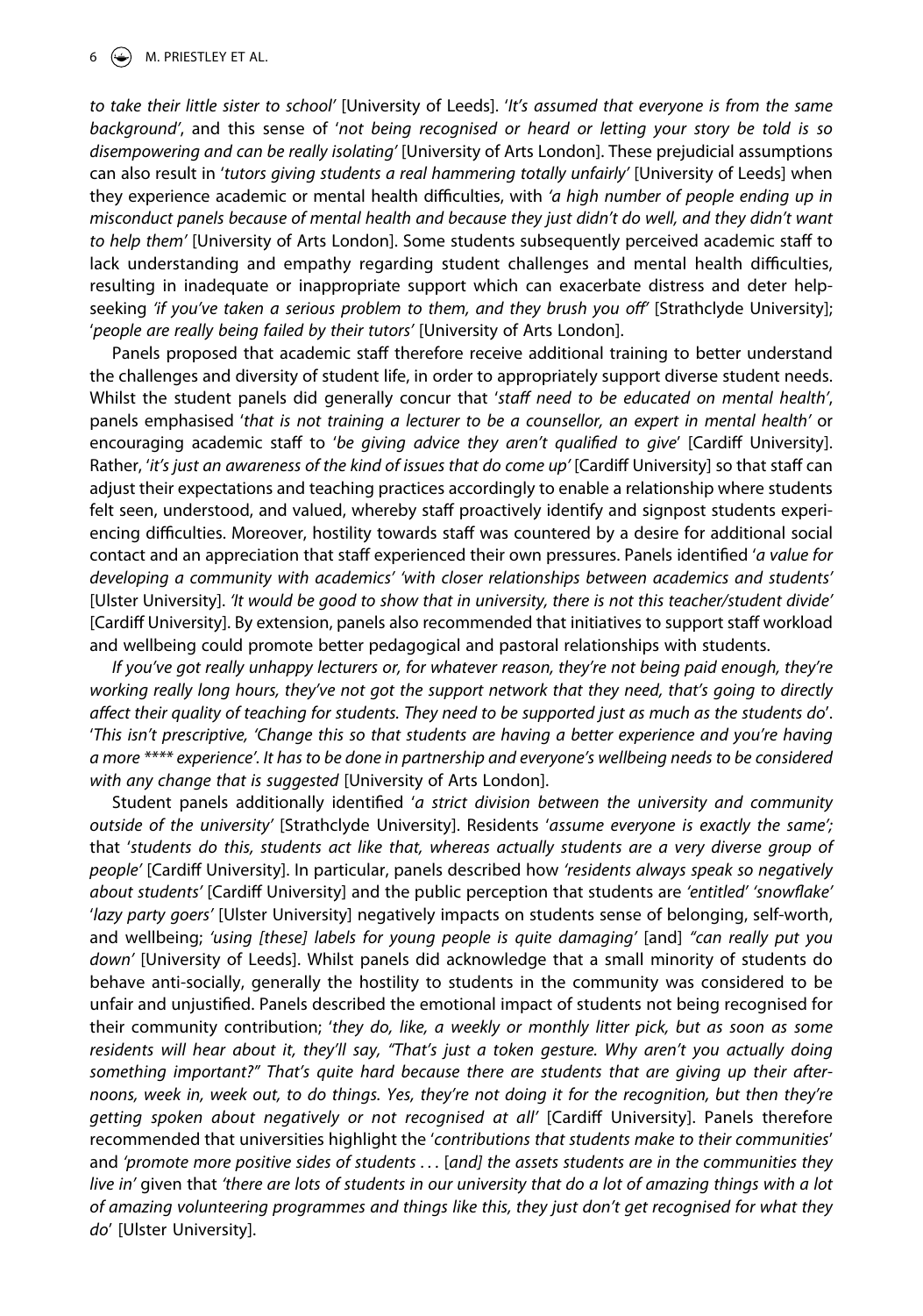*to take their little sister to school'* [University of Leeds]. '*It's assumed that everyone is from the same background'*, and this sense of '*not being recognised or heard or letting your story be told is so disempowering and can be really isolating'* [University of Arts London]. These prejudicial assumptions can also result in '*tutors giving students a real hammering totally unfairly'* [University of Leeds] when they experience academic or mental health difficulties, with *'a high number of people ending up in misconduct panels because of mental health and because they just didn't do well, and they didn't want to help them'* [University of Arts London]. Some students subsequently perceived academic staff to lack understanding and empathy regarding student challenges and mental health difficulties, resulting in inadequate or inappropriate support which can exacerbate distress and deter help-seeking *'if you've taken a serious problem to them, and they brush you off'* [Strathclyde University]; '*people are really being failed by their tutors'* [University of Arts London].

Panels proposed that academic staff therefore receive additional training to better understand the challenges and diversity of student life, in order to appropriately support diverse student needs. Whilst the student panels did generally concur that '*staff need to be educated on mental health'*, panels emphasised '*that is not training a lecturer to be a counsellor, an expert in mental health'* or encouraging academic staff to '*be giving advice they aren't qualified to give*' [Cardiff University]. Rather, '*it's just an awareness of the kind of issues that do come up'* [Cardiff University] so that staff can adjust their expectations and teaching practices accordingly to enable a relationship where students felt seen, understood, and valued, whereby staff proactively identify and signpost students experiencing difficulties. Moreover, hostility towards staff was countered by a desire for additional social contact and an appreciation that staff experienced their own pressures. Panels identified '*a value for developing a community with academics' 'with closer relationships between academics and students'* [Ulster University]. *'It would be good to show that in university, there is not this teacher/student divide'* [Cardiff University]. By extension, panels also recommended that initiatives to support staff workload and wellbeing could promote better pedagogical and pastoral relationships with students.

*If you've got really unhappy lecturers or, for whatever reason, they're not being paid enough, they're working really long hours, they've not got the support network that they need, that's going to directly affect their quality of teaching for students. They need to be supported just as much as the students do*'. '*This isn't prescriptive, 'Change this so that students are having a better experience and you're having a more **** experience'. It has to be done in partnership and everyone's wellbeing needs to be considered with any change that is suggested* [University of Arts London].

Student panels additionally identified '*a strict division between the university and community outside of the university'* [Strathclyde University]. Residents '*assume everyone is exactly the same';* that '*students do this, students act like that, whereas actually students are a very diverse group of people'* [Cardiff University]. In particular, panels described how *'residents always speak so negatively about students'* [Cardiff University] and the public perception that students are *'entitled' 'snowflake'* '*lazy party goers'* [Ulster University] negatively impacts on students sense of belonging, self-worth, and wellbeing; *'using [these] labels for young people is quite damaging'* [and] *"can really put you down'* [University of Leeds]. Whilst panels did acknowledge that a small minority of students do behave anti-socially, generally the hostility to students in the community was considered to be unfair and unjustified. Panels described the emotional impact of students not being recognised for their community contribution; '*they do, like, a weekly or monthly litter pick, but as soon as some residents will hear about it, they'll say, "That's just a token gesture. Why aren't you actually doing something important?" That's quite hard because there are students that are giving up their afternoons, week in, week out, to do things. Yes, they're not doing it for the recognition, but then they're getting spoken about negatively or not recognised at all'* [Cardiff University]. Panels therefore recommended that universities highlight the '*contributions that students make to their communities*' and *'promote more positive sides of students . . .* [*and] the assets students are in the communities they live in'* given that *'there are lots of students in our university that do a lot of amazing things with a lot of amazing volunteering programmes and things like this, they just don't get recognised for what they do*' [Ulster University].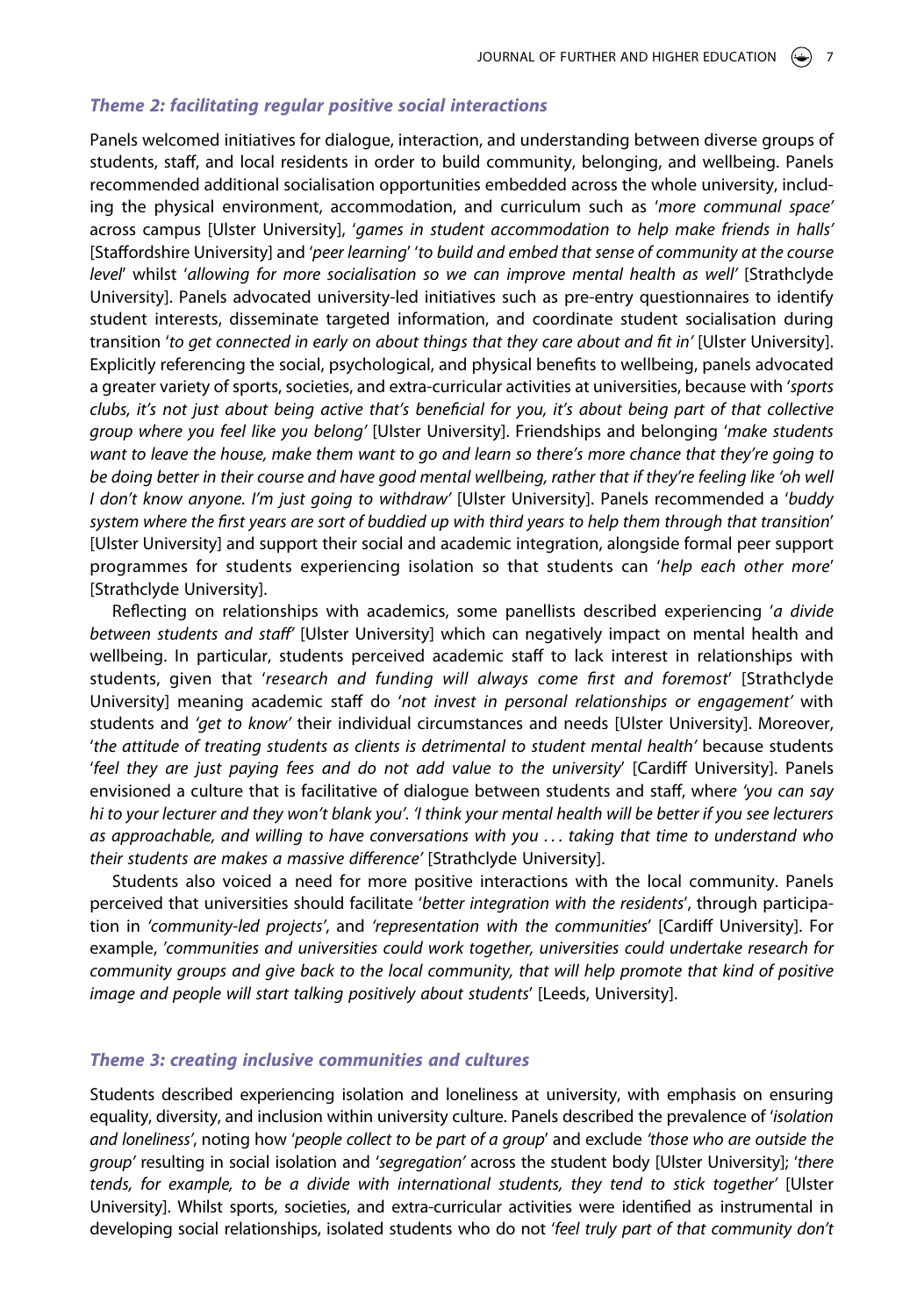### *Theme 2: facilitating regular positive social interactions*

Panels welcomed initiatives for dialogue, interaction, and understanding between diverse groups of students, staff, and local residents in order to build community, belonging, and wellbeing. Panels recommended additional socialisation opportunities embedded across the whole university, including the physical environment, accommodation, and curriculum such as '*more communal space*' across campus [Ulster University], '*games in student accommodation to help make friends in halls*' [Staffordshire University] and '*peer learning*' '*to build and embed that sense of community at the course level*' whilst '*allowing for more socialisation so we can improve mental health as well*' [Strathclyde University]. Panels advocated university-led initiatives such as pre-entry questionnaires to identify student interests, disseminate targeted information, and coordinate student socialisation during transition '*to get connected in early on about things that they care about and fit in*' [Ulster University]. Explicitly referencing the social, psychological, and physical benefits to wellbeing, panels advocated a greater variety of sports, societies, and extra-curricular activities at universities, because with '*sports clubs, it's not just about being active that's beneficial for you, it's about being part of that collective group where you feel like you belong*' [Ulster University]. Friendships and belonging '*make students want to leave the house, make them want to go and learn so there's more chance that they're going to be doing better in their course and have good mental wellbeing, rather that if they're feeling like 'oh well I don't know anyone. I'm just going to withdraw*' [Ulster University]. Panels recommended a '*buddy system where the first years are sort of buddied up with third years to help them through that transition*' [Ulster University] and support their social and academic integration, alongside formal peer support programmes for students experiencing isolation so that students can '*help each other more*' [Strathclyde University].

Reflecting on relationships with academics, some panellists described experiencing '*a divide between students and staff*' [Ulster University] which can negatively impact on mental health and wellbeing. In particular, students perceived academic staff to lack interest in relationships with students, given that '*research and funding will always come first and foremost*' [Strathclyde University] meaning academic staff do '*not invest in personal relationships or engagement*' with students and *'get to know'* their individual circumstances and needs [Ulster University]. Moreover, '*the attitude of treating students as clients is detrimental to student mental health*' because students '*feel they are just paying fees and do not add value to the university*' [Cardiff University]. Panels envisioned a culture that is facilitative of dialogue between students and staff, where *'you can say hi to your lecturer and they won't blank you'. 'I think your mental health will be better if you see lecturers as approachable, and willing to have conversations with you … taking that time to understand who their students are makes a massive difference'* [Strathclyde University].

Students also voiced a need for more positive interactions with the local community. Panels perceived that universities should facilitate '*better integration with the residents*', through participation in *'community-led projects'*, and *'representation with the communities*' [Cardiff University]. For example, *'communities and universities could work together, universities could undertake research for community groups and give back to the local community, that will help promote that kind of positive image and people will start talking positively about students*' [Leeds, University].

### *Theme 3: creating inclusive communities and cultures*

Students described experiencing isolation and loneliness at university, with emphasis on ensuring equality, diversity, and inclusion within university culture. Panels described the prevalence of '*isolation and loneliness'*, noting how '*people collect to be part of a group*' and exclude *'those who are outside the group'* resulting in social isolation and '*segregation'* across the student body [Ulster University]; '*there tends, for example, to be a divide with international students, they tend to stick together*' [Ulster University]. Whilst sports, societies, and extra-curricular activities were identified as instrumental in developing social relationships, isolated students who do not '*feel truly part of that community don't*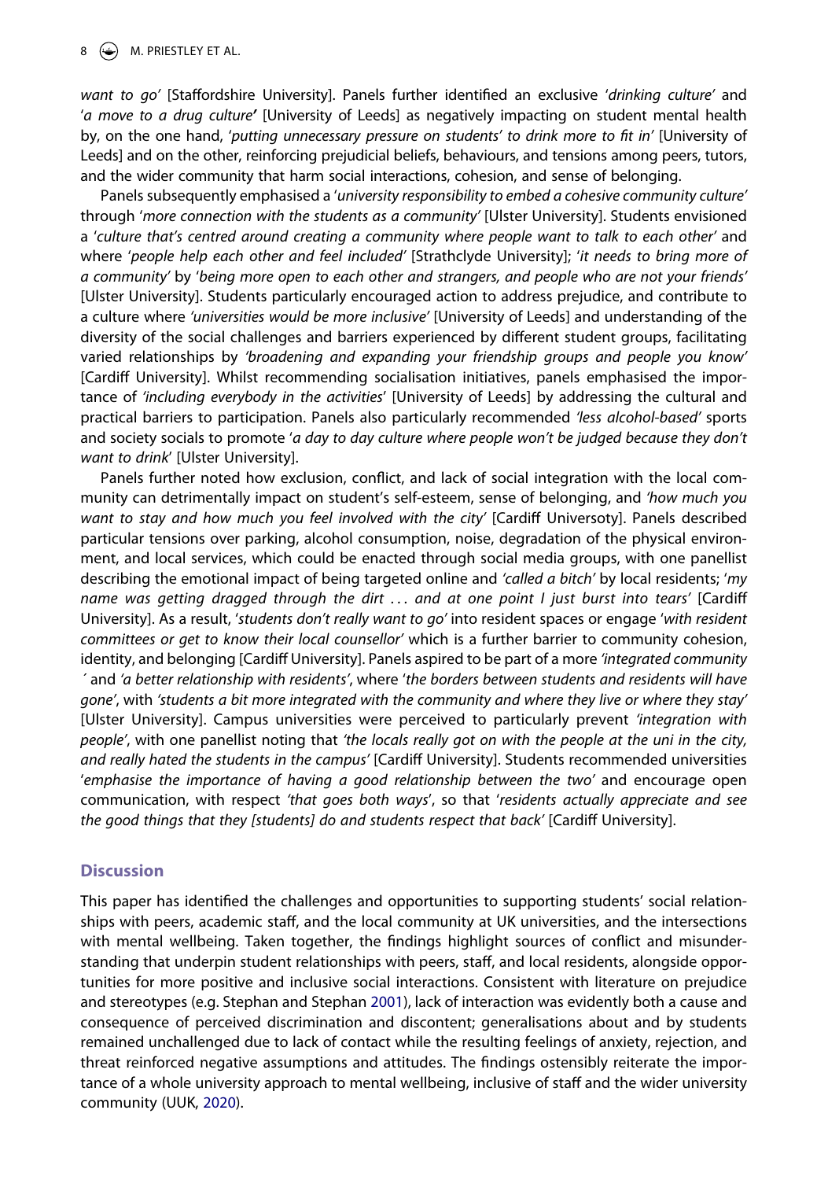*want to go'* [Staffordshire University]. Panels further identified an exclusive '*drinking culture*' and '*a move to a drug culture***'** [University of Leeds] as negatively impacting on student mental health by, on the one hand, '*putting unnecessary pressure on students' to drink more to fit in'* [University of Leeds] and on the other, reinforcing prejudicial beliefs, behaviours, and tensions among peers, tutors, and the wider community that harm social interactions, cohesion, and sense of belonging.

Panels subsequently emphasised a '*university responsibility to embed a cohesive community culture'* through '*more connection with the students as a community'* [Ulster University]. Students envisioned a '*culture that's centred around creating a community where people want to talk to each other'* and where '*people help each other and feel included'* [Strathclyde University]; '*it needs to bring more of a community'* by '*being more open to each other and strangers, and people who are not your friends'* [Ulster University]. Students particularly encouraged action to address prejudice, and contribute to a culture where *'universities would be more inclusive'* [University of Leeds] and understanding of the diversity of the social challenges and barriers experienced by different student groups, facilitating varied relationships by *'broadening and expanding your friendship groups and people you know'* [Cardiff University]. Whilst recommending socialisation initiatives, panels emphasised the importance of *'including everybody in the activities*' [University of Leeds] by addressing the cultural and practical barriers to participation. Panels also particularly recommended *'less alcohol-based'* sports and society socials to promote '*a day to day culture where people won't be judged because they don't want to drink*' [Ulster University].

Panels further noted how exclusion, conflict, and lack of social integration with the local community can detrimentally impact on student's self-esteem, sense of belonging, and *'how much you want to stay and how much you feel involved with the city'* [Cardiff Universoty]. Panels described particular tensions over parking, alcohol consumption, noise, degradation of the physical environment, and local services, which could be enacted through social media groups, with one panellist describing the emotional impact of being targeted online and *'called a bitch'* by local residents; '*my name was getting dragged through the dirt … and at one point I just burst into tears'* [Cardiff University]. As a result, '*students don't really want to go'* into resident spaces or engage '*with resident committees or get to know their local counsellor'* which is a further barrier to community cohesion, identity, and belonging [Cardiff University]. Panels aspired to be part of a more *'integrated community ´* and *'a better relationship with residents'*, where '*the borders between students and residents will have gone'*, with *'students a bit more integrated with the community and where they live or where they stay'* [Ulster University]. Campus universities were perceived to particularly prevent *'integration with people'*, with one panellist noting that *'the locals really got on with the people at the uni in the city, and really hated the students in the campus'* [Cardiff University]. Students recommended universities '*emphasise the importance of having a good relationship between the two'* and encourage open communication, with respect *'that goes both ways*', so that '*residents actually appreciate and see the good things that they [students] do and students respect that back'* [Cardiff University].

## Discussion

This paper has identified the challenges and opportunities to supporting students' social relationships with peers, academic staff, and the local community at UK universities, and the intersections with mental wellbeing. Taken together, the findings highlight sources of conflict and misunderstanding that underpin student relationships with peers, staff, and local residents, alongside opportunities for more positive and inclusive social interactions. Consistent with literature on prejudice and stereotypes (e.g. Stephan and Stephan 2001), lack of interaction was evidently both a cause and consequence of perceived discrimination and discontent; generalisations about and by students remained unchallenged due to lack of contact while the resulting feelings of anxiety, rejection, and threat reinforced negative assumptions and attitudes. The findings ostensibly reiterate the importance of a whole university approach to mental wellbeing, inclusive of staff and the wider university community (UUK, 2020).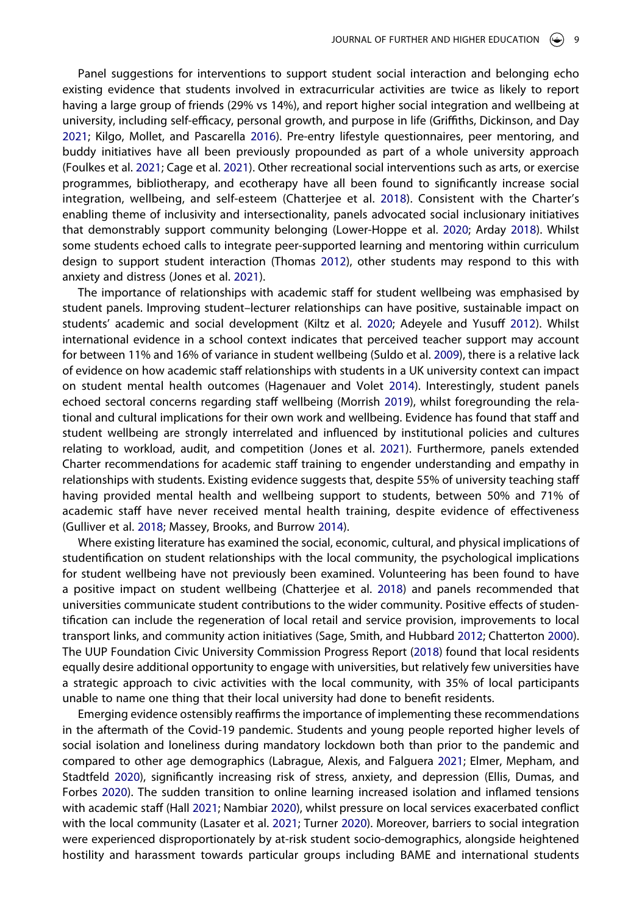Panel suggestions for interventions to support student social interaction and belonging echo existing evidence that students involved in extracurricular activities are twice as likely to report having a large group of friends (29% vs 14%), and report higher social integration and wellbeing at university, including self-efficacy, personal growth, and purpose in life (Griffiths, Dickinson, and Day 2021; Kilgo, Mollet, and Pascarella 2016). Pre-entry lifestyle questionnaires, peer mentoring, and buddy initiatives have all been previously propounded as part of a whole university approach (Foulkes et al. 2021; Cage et al. 2021). Other recreational social interventions such as arts, or exercise programmes, bibliotherapy, and ecotherapy have all been found to significantly increase social integration, wellbeing, and self-esteem (Chatterjee et al. 2018). Consistent with the Charter's enabling theme of inclusivity and intersectionality, panels advocated social inclusionary initiatives that demonstrably support community belonging (Lower-Hoppe et al. 2020; Arday 2018). Whilst some students echoed calls to integrate peer-supported learning and mentoring within curriculum design to support student interaction (Thomas 2012), other students may respond to this with anxiety and distress (Jones et al. 2021).

The importance of relationships with academic staff for student wellbeing was emphasised by student panels. Improving student–lecturer relationships can have positive, sustainable impact on students' academic and social development (Kiltz et al. 2020; Adeyele and Yusuff 2012). Whilst international evidence in a school context indicates that perceived teacher support may account for between 11% and 16% of variance in student wellbeing (Suldo et al. 2009), there is a relative lack of evidence on how academic staff relationships with students in a UK university context can impact on student mental health outcomes (Hagenauer and Volet 2014). Interestingly, student panels echoed sectoral concerns regarding staff wellbeing (Morrish 2019), whilst foregrounding the relational and cultural implications for their own work and wellbeing. Evidence has found that staff and student wellbeing are strongly interrelated and influenced by institutional policies and cultures relating to workload, audit, and competition (Jones et al. 2021). Furthermore, panels extended Charter recommendations for academic staff training to engender understanding and empathy in relationships with students. Existing evidence suggests that, despite 55% of university teaching staff having provided mental health and wellbeing support to students, between 50% and 71% of academic staff have never received mental health training, despite evidence of effectiveness (Gulliver et al. 2018; Massey, Brooks, and Burrow 2014).

Where existing literature has examined the social, economic, cultural, and physical implications of studentification on student relationships with the local community, the psychological implications for student wellbeing have not previously been examined. Volunteering has been found to have a positive impact on student wellbeing (Chatterjee et al. 2018) and panels recommended that universities communicate student contributions to the wider community. Positive effects of studentification can include the regeneration of local retail and service provision, improvements to local transport links, and community action initiatives (Sage, Smith, and Hubbard 2012; Chatterton 2000). The UUP Foundation Civic University Commission Progress Report (2018) found that local residents equally desire additional opportunity to engage with universities, but relatively few universities have a strategic approach to civic activities with the local community, with 35% of local participants unable to name one thing that their local university had done to benefit residents.

Emerging evidence ostensibly reaffirms the importance of implementing these recommendations in the aftermath of the Covid-19 pandemic. Students and young people reported higher levels of social isolation and loneliness during mandatory lockdown both than prior to the pandemic and compared to other age demographics (Labrague, Alexis, and Falguera 2021; Elmer, Mepham, and Stadtfeld 2020), significantly increasing risk of stress, anxiety, and depression (Ellis, Dumas, and Forbes 2020). The sudden transition to online learning increased isolation and inflamed tensions with academic staff (Hall 2021; Nambiar 2020), whilst pressure on local services exacerbated conflict with the local community (Lasater et al. 2021; Turner 2020). Moreover, barriers to social integration were experienced disproportionately by at-risk student socio-demographics, alongside heightened hostility and harassment towards particular groups including BAME and international students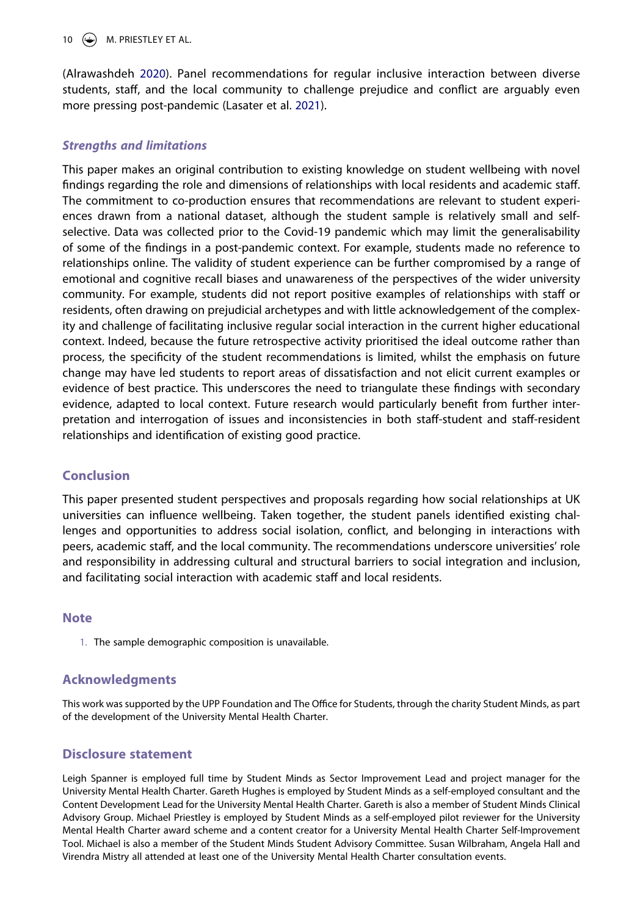(Alrawashdeh 2020). Panel recommendations for regular inclusive interaction between diverse students, staff, and the local community to challenge prejudice and conflict are arguably even more pressing post-pandemic (Lasater et al. 2021).

### *Strengths and limitations*

This paper makes an original contribution to existing knowledge on student wellbeing with novel findings regarding the role and dimensions of relationships with local residents and academic staff. The commitment to co-production ensures that recommendations are relevant to student experiences drawn from a national dataset, although the student sample is relatively small and self-selective. Data was collected prior to the Covid-19 pandemic which may limit the generalisability of some of the findings in a post-pandemic context. For example, students made no reference to relationships online. The validity of student experience can be further compromised by a range of emotional and cognitive recall biases and unawareness of the perspectives of the wider university community. For example, students did not report positive examples of relationships with staff or residents, often drawing on prejudicial archetypes and with little acknowledgement of the complexity and challenge of facilitating inclusive regular social interaction in the current higher educational context. Indeed, because the future retrospective activity prioritised the ideal outcome rather than process, the specificity of the student recommendations is limited, whilst the emphasis on future change may have led students to report areas of dissatisfaction and not elicit current examples or evidence of best practice. This underscores the need to triangulate these findings with secondary evidence, adapted to local context. Future research would particularly benefit from further interpretation and interrogation of issues and inconsistencies in both staff-student and staff-resident relationships and identification of existing good practice.

## Conclusion

This paper presented student perspectives and proposals regarding how social relationships at UK universities can influence wellbeing. Taken together, the student panels identified existing challenges and opportunities to address social isolation, conflict, and belonging in interactions with peers, academic staff, and the local community. The recommendations underscore universities' role and responsibility in addressing cultural and structural barriers to social integration and inclusion, and facilitating social interaction with academic staff and local residents.

## Note

1. The sample demographic composition is unavailable.

## Acknowledgments

This work was supported by the UPP Foundation and The Office for Students, through the charity Student Minds, as part of the development of the University Mental Health Charter.

## Disclosure statement

Leigh Spanner is employed full time by Student Minds as Sector Improvement Lead and project manager for the University Mental Health Charter. Gareth Hughes is employed by Student Minds as a self-employed consultant and the Content Development Lead for the University Mental Health Charter. Gareth is also a member of Student Minds Clinical Advisory Group. Michael Priestley is employed by Student Minds as a self-employed pilot reviewer for the University Mental Health Charter award scheme and a content creator for a University Mental Health Charter Self-Improvement Tool. Michael is also a member of the Student Minds Student Advisory Committee. Susan Wilbraham, Angela Hall and Virendra Mistry all attended at least one of the University Mental Health Charter consultation events.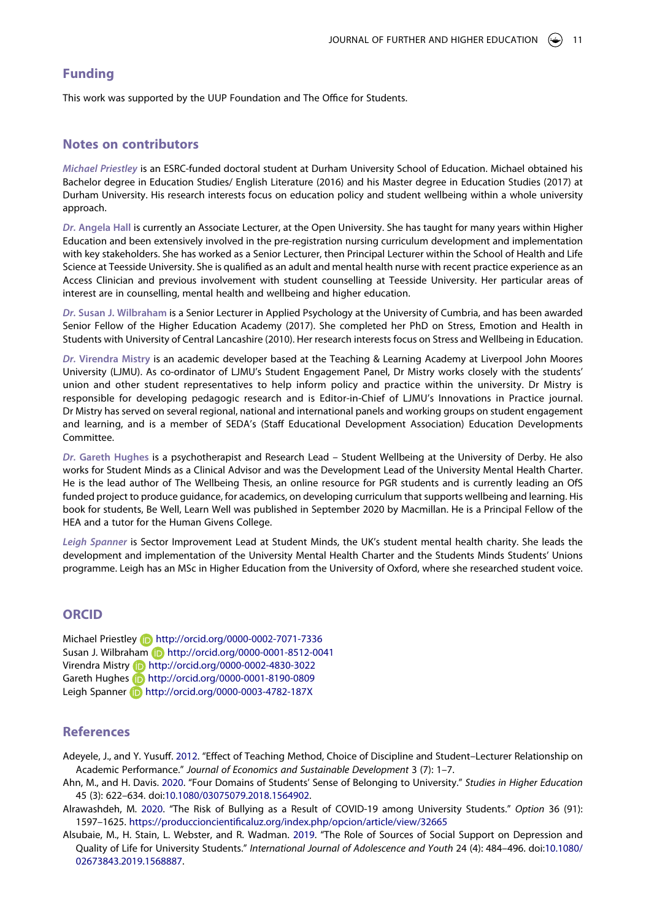## Funding

This work was supported by the UUP Foundation and The Office for Students.

## Notes on contributors

*Michael Priestley* is an ESRC-funded doctoral student at Durham University School of Education. Michael obtained his Bachelor degree in Education Studies/ English Literature (2016) and his Master degree in Education Studies (2017) at Durham University. His research interests focus on education policy and student wellbeing within a whole university approach.

*Dr.* Angela Hall is currently an Associate Lecturer, at the Open University. She has taught for many years within Higher Education and been extensively involved in the pre-registration nursing curriculum development and implementation with key stakeholders. She has worked as a Senior Lecturer, then Principal Lecturer within the School of Health and Life Science at Teesside University. She is qualified as an adult and mental health nurse with recent practice experience as an Access Clinician and previous involvement with student counselling at Teesside University. Her particular areas of interest are in counselling, mental health and wellbeing and higher education.

*Dr.* Susan J. Wilbraham is a Senior Lecturer in Applied Psychology at the University of Cumbria, and has been awarded Senior Fellow of the Higher Education Academy (2017). She completed her PhD on Stress, Emotion and Health in Students with University of Central Lancashire (2010). Her research interests focus on Stress and Wellbeing in Education.

*Dr.* Virendra Mistry is an academic developer based at the Teaching & Learning Academy at Liverpool John Moores University (LJMU). As co-ordinator of LJMU's Student Engagement Panel, Dr Mistry works closely with the students' union and other student representatives to help inform policy and practice within the university. Dr Mistry is responsible for developing pedagogic research and is Editor-in-Chief of LJMU's Innovations in Practice journal. Dr Mistry has served on several regional, national and international panels and working groups on student engagement and learning, and is a member of SEDA's (Staff Educational Development Association) Education Developments Committee.

*Dr.* Gareth Hughes is a psychotherapist and Research Lead – Student Wellbeing at the University of Derby. He also works for Student Minds as a Clinical Advisor and was the Development Lead of the University Mental Health Charter. He is the lead author of The Wellbeing Thesis, an online resource for PGR students and is currently leading an OfS funded project to produce guidance, for academics, on developing curriculum that supports wellbeing and learning. His book for students, Be Well, Learn Well was published in September 2020 by Macmillan. He is a Principal Fellow of the HEA and a tutor for the Human Givens College.

*Leigh Spanner* is Sector Improvement Lead at Student Minds, the UK's student mental health charity. She leads the development and implementation of the University Mental Health Charter and the Students Minds Students' Unions programme. Leigh has an MSc in Higher Education from the University of Oxford, where she researched student voice.

## ORCID

Michael Priestley http://orcid.org/0000-0002-7071-7336
Susan J. Wilbraham http://orcid.org/0000-0001-8512-0041
Virendra Mistry http://orcid.org/0000-0002-4830-3022
Gareth Hughes http://orcid.org/0000-0001-8190-0809
Leigh Spanner http://orcid.org/0000-0003-4782-187X

## References

Adeyele, J., and Y. Yusuff. 2012. "Effect of Teaching Method, Choice of Discipline and Student–Lecturer Relationship on Academic Performance." *Journal of Economics and Sustainable Development* 3 (7): 1–7.

Ahn, M., and H. Davis. 2020. "Four Domains of Students' Sense of Belonging to University." *Studies in Higher Education* 45 (3): 622–634. doi:10.1080/03075079.2018.1564902.

Alrawashdeh, M. 2020. "The Risk of Bullying as a Result of COVID-19 among University Students." *Option* 36 (91): 1597–1625. https://produccioncientificaluz.org/index.php/opcion/article/view/32665

Alsubaie, M., H. Stain, L. Webster, and R. Wadman. 2019. "The Role of Sources of Social Support on Depression and Quality of Life for University Students." *International Journal of Adolescence and Youth* 24 (4): 484–496. doi:10.1080/02673843.2019.1568887.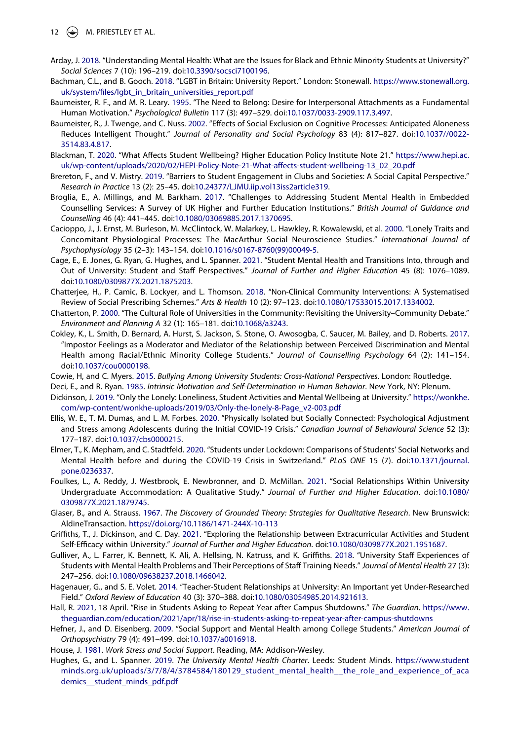Arday, J. 2018. "Understanding Mental Health: What are the Issues for Black and Ethnic Minority Students at University?" *Social Sciences* 7 (10): 196–219. doi:10.3390/socsci7100196.

Bachman, C.L., and B. Gooch. 2018. "LGBT in Britain: University Report." London: Stonewall. https://www.stonewall.org.uk/system/files/lgbt_in_britain_universities_report.pdf

Baumeister, R. F., and M. R. Leary. 1995. "The Need to Belong: Desire for Interpersonal Attachments as a Fundamental Human Motivation." *Psychological Bulletin* 117 (3): 497–529. doi:10.1037/0033-2909.117.3.497.

Baumeister, R., J. Twenge, and C. Nuss. 2002. "Effects of Social Exclusion on Cognitive Processes: Anticipated Aloneness Reduces Intelligent Thought." *Journal of Personality and Social Psychology* 83 (4): 817–827. doi:10.1037//0022-3514.83.4.817.

Blackman, T. 2020. "What Affects Student Wellbeing? Higher Education Policy Institute Note 21." https://www.hepi.ac.uk/wp-content/uploads/2020/02/HEPI-Policy-Note-21-What-affects-student-wellbeing-13_02_20.pdf

Brereton, F., and V. Mistry. 2019. "Barriers to Student Engagement in Clubs and Societies: A Social Capital Perspective." *Research in Practice* 13 (2): 25–45. doi:10.24377/LJMU.iip.vol13iss2article319.

Broglia, E., A. Millings, and M. Barkham. 2017. "Challenges to Addressing Student Mental Health in Embedded Counselling Services: A Survey of UK Higher and Further Education Institutions." *British Journal of Guidance and Counselling* 46 (4): 441–445. doi:10.1080/03069885.2017.1370695.

Cacioppo, J., J. Ernst, M. Burleson, M. McClintock, W. Malarkey, L. Hawkley, R. Kowalewski, et al. 2000. "Lonely Traits and Concomitant Physiological Processes: The MacArthur Social Neuroscience Studies." *International Journal of Psychophysiology* 35 (2–3): 143–154. doi:10.1016/s0167-8760(99)00049-5.

Cage, E., E. Jones, G. Ryan, G. Hughes, and L. Spanner. 2021. "Student Mental Health and Transitions Into, through and Out of University: Student and Staff Perspectives." *Journal of Further and Higher Education* 45 (8): 1076–1089. doi:10.1080/0309877X.2021.1875203.

Chatterjee, H., P. Camic, B. Lockyer, and L. Thomson. 2018. "Non-Clinical Community Interventions: A Systematised Review of Social Prescribing Schemes." *Arts & Health* 10 (2): 97–123. doi:10.1080/17533015.2017.1334002.

Chatterton, P. 2000. "The Cultural Role of Universities in the Community: Revisiting the University–Community Debate." *Environment and Planning A* 32 (1): 165–181. doi:10.1068/a3243.

Cokley, K., L. Smith, D. Bernard, A. Hurst, S. Jackson, S. Stone, O. Awosogba, C. Saucer, M. Bailey, and D. Roberts. 2017. "Impostor Feelings as a Moderator and Mediator of the Relationship between Perceived Discrimination and Mental Health among Racial/Ethnic Minority College Students." *Journal of Counselling Psychology* 64 (2): 141–154. doi:10.1037/cou0000198.

Cowie, H, and C. Myers. 2015. *Bullying Among University Students: Cross-National Perspectives*. London: Routledge.

Deci, E., and R. Ryan. 1985. *Intrinsic Motivation and Self-Determination in Human Behavior*. New York, NY: Plenum.

Dickinson, J. 2019. "Only the Lonely: Loneliness, Student Activities and Mental Wellbeing at University." https://wonkhe.com/wp-content/wonkhe-uploads/2019/03/Only-the-lonely-8-Page_v2-003.pdf

Ellis, W. E., T. M. Dumas, and L. M. Forbes. 2020. "Physically Isolated but Socially Connected: Psychological Adjustment and Stress among Adolescents during the Initial COVID-19 Crisis." *Canadian Journal of Behavioural Science* 52 (3): 177–187. doi:10.1037/cbs0000215.

Elmer, T., K. Mepham, and C. Stadtfeld. 2020. "Students under Lockdown: Comparisons of Students' Social Networks and Mental Health before and during the COVID-19 Crisis in Switzerland." *PLoS ONE* 15 (7). doi:10.1371/journal.pone.0236337.

Foulkes, L., A. Reddy, J. Westbrook, E. Newbronner, and D. McMillan. 2021. "Social Relationships Within University Undergraduate Accommodation: A Qualitative Study." *Journal of Further and Higher Education*. doi:10.1080/0309877X.2021.1879745.

Glaser, B., and A. Strauss. 1967. *The Discovery of Grounded Theory: Strategies for Qualitative Research*. New Brunswick: AldineTransaction. https://doi.org/10.1186/1471-244X-10-113

Griffiths, T., J. Dickinson, and C. Day. 2021. "Exploring the Relationship between Extracurricular Activities and Student Self-Efficacy within University." *Journal of Further and Higher Education*. doi:10.1080/0309877X.2021.1951687.

Gulliver, A., L. Farrer, K. Bennett, K. Ali, A. Hellsing, N. Katruss, and K. Griffiths. 2018. "University Staff Experiences of Students with Mental Health Problems and Their Perceptions of Staff Training Needs." *Journal of Mental Health* 27 (3): 247–256. doi:10.1080/09638237.2018.1466042.

Hagenauer, G., and S. E. Volet. 2014. "Teacher-Student Relationships at University: An Important yet Under-Researched Field." *Oxford Review of Education* 40 (3): 370–388. doi:10.1080/03054985.2014.921613.

Hall, R. 2021, 18 April. "Rise in Students Asking to Repeat Year after Campus Shutdowns." *The Guardian*. https://www.theguardian.com/education/2021/apr/18/rise-in-students-asking-to-repeat-year-after-campus-shutdowns

Hefner, J., and D. Eisenberg. 2009. "Social Support and Mental Health among College Students." *American Journal of Orthopsychiatry* 79 (4): 491–499. doi:10.1037/a0016918.

House, J. 1981. *Work Stress and Social Support*. Reading, MA: Addison-Wesley.

Hughes, G., and L. Spanner. 2019. *The University Mental Health Charter*. Leeds: Student Minds. https://www.studentminds.org.uk/uploads/3/7/8/4/3784584/180129_student_mental_health__the_role_and_experience_of_academics__student_minds_pdf.pdf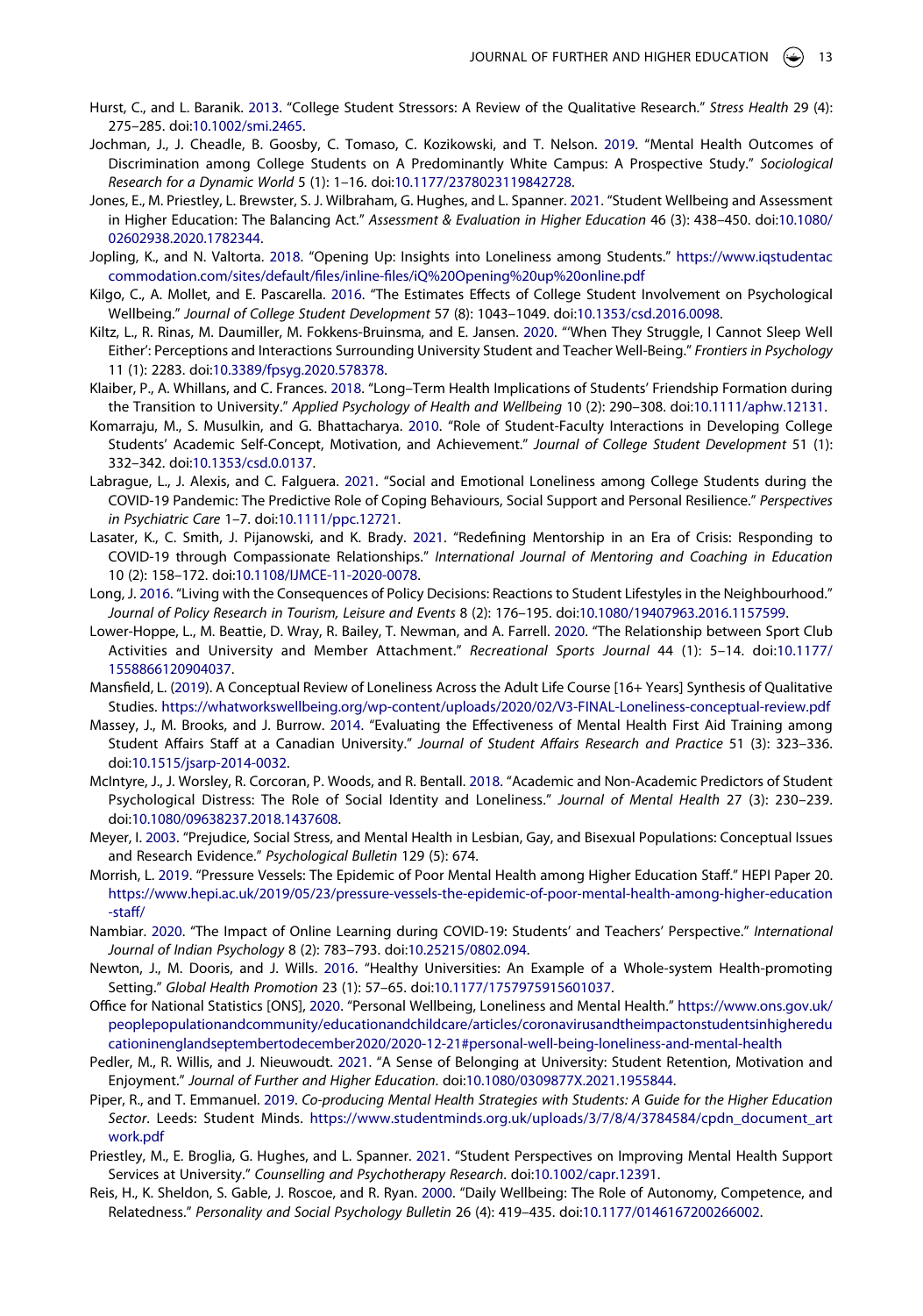Hurst, C., and L. Baranik. 2013. "College Student Stressors: A Review of the Qualitative Research." *Stress Health* 29 (4): 275–285. doi:10.1002/smi.2465.

Jochman, J., J. Cheadle, B. Goosby, C. Tomaso, C. Kozikowski, and T. Nelson. 2019. "Mental Health Outcomes of Discrimination among College Students on A Predominantly White Campus: A Prospective Study." *Sociological Research for a Dynamic World* 5 (1): 1–16. doi:10.1177/2378023119842728.

Jones, E., M. Priestley, L. Brewster, S. J. Wilbraham, G. Hughes, and L. Spanner. 2021. "Student Wellbeing and Assessment in Higher Education: The Balancing Act." *Assessment & Evaluation in Higher Education* 46 (3): 438–450. doi:10.1080/02602938.2020.1782344.

Jopling, K., and N. Valtorta. 2018. "Opening Up: Insights into Loneliness among Students." https://www.iqstudentaccommodation.com/sites/default/files/inline-files/iQ%20Opening%20up%20online.pdf

Kilgo, C., A. Mollet, and E. Pascarella. 2016. "The Estimates Effects of College Student Involvement on Psychological Wellbeing." *Journal of College Student Development* 57 (8): 1043–1049. doi:10.1353/csd.2016.0098.

Kiltz, L., R. Rinas, M. Daumiller, M. Fokkens-Bruinsma, and E. Jansen. 2020. "'When They Struggle, I Cannot Sleep Well Either': Perceptions and Interactions Surrounding University Student and Teacher Well-Being." *Frontiers in Psychology* 11 (1): 2283. doi:10.3389/fpsyg.2020.578378.

Klaiber, P., A. Whillans, and C. Frances. 2018. "Long–Term Health Implications of Students' Friendship Formation during the Transition to University." *Applied Psychology of Health and Wellbeing* 10 (2): 290–308. doi:10.1111/aphw.12131.

Komarraju, M., S. Musulkin, and G. Bhattacharya. 2010. "Role of Student-Faculty Interactions in Developing College Students' Academic Self-Concept, Motivation, and Achievement." *Journal of College Student Development* 51 (1): 332–342. doi:10.1353/csd.0.0137.

Labrague, L., J. Alexis, and C. Falguera. 2021. "Social and Emotional Loneliness among College Students during the COVID-19 Pandemic: The Predictive Role of Coping Behaviours, Social Support and Personal Resilience." *Perspectives in Psychiatric Care* 1–7. doi:10.1111/ppc.12721.

Lasater, K., C. Smith, J. Pijanowski, and K. Brady. 2021. "Redefining Mentorship in an Era of Crisis: Responding to COVID-19 through Compassionate Relationships." *International Journal of Mentoring and Coaching in Education* 10 (2): 158–172. doi:10.1108/IJMCE-11-2020-0078.

Long, J. 2016. "Living with the Consequences of Policy Decisions: Reactions to Student Lifestyles in the Neighbourhood." *Journal of Policy Research in Tourism, Leisure and Events* 8 (2): 176–195. doi:10.1080/19407963.2016.1157599.

Lower-Hoppe, L., M. Beattie, D. Wray, R. Bailey, T. Newman, and A. Farrell. 2020. "The Relationship between Sport Club Activities and University and Member Attachment." *Recreational Sports Journal* 44 (1): 5–14. doi:10.1177/1558866120904037.

Mansfield, L. (2019). A Conceptual Review of Loneliness Across the Adult Life Course [16+ Years] Synthesis of Qualitative Studies. https://whatworkswellbeing.org/wp-content/uploads/2020/02/V3-FINAL-Loneliness-conceptual-review.pdf

Massey, J., M. Brooks, and J. Burrow. 2014. "Evaluating the Effectiveness of Mental Health First Aid Training among Student Affairs Staff at a Canadian University." *Journal of Student Affairs Research and Practice* 51 (3): 323–336. doi:10.1515/jsarp-2014-0032.

McIntyre, J., J. Worsley, R. Corcoran, P. Woods, and R. Bentall. 2018. "Academic and Non-Academic Predictors of Student Psychological Distress: The Role of Social Identity and Loneliness." *Journal of Mental Health* 27 (3): 230–239. doi:10.1080/09638237.2018.1437608.

Meyer, I. 2003. "Prejudice, Social Stress, and Mental Health in Lesbian, Gay, and Bisexual Populations: Conceptual Issues and Research Evidence." *Psychological Bulletin* 129 (5): 674.

Morrish, L. 2019. "Pressure Vessels: The Epidemic of Poor Mental Health among Higher Education Staff." HEPI Paper 20. https://www.hepi.ac.uk/2019/05/23/pressure-vessels-the-epidemic-of-poor-mental-health-among-higher-education-staff/

Nambiar. 2020. "The Impact of Online Learning during COVID-19: Students' and Teachers' Perspective." *International Journal of Indian Psychology* 8 (2): 783–793. doi:10.25215/0802.094.

Newton, J., M. Dooris, and J. Wills. 2016. "Healthy Universities: An Example of a Whole-system Health-promoting Setting." *Global Health Promotion* 23 (1): 57–65. doi:10.1177/1757975915601037.

Office for National Statistics [ONS], 2020. "Personal Wellbeing, Loneliness and Mental Health." https://www.ons.gov.uk/peoplepopulationandcommunity/educationandchildcare/articles/coronavirusandtheimpactonstudentsinhighereducationinenglandseptembertodecember2020/2020-12-21#personal-well-being-loneliness-and-mental-health

Pedler, M., R. Willis, and J. Nieuwoudt. 2021. "A Sense of Belonging at University: Student Retention, Motivation and Enjoyment." *Journal of Further and Higher Education*. doi:10.1080/0309877X.2021.1955844.

Piper, R., and T. Emmanuel. 2019. *Co-producing Mental Health Strategies with Students: A Guide for the Higher Education Sector*. Leeds: Student Minds. https://www.studentminds.org.uk/uploads/3/7/8/4/3784584/cpdn_document_artwork.pdf

Priestley, M., E. Broglia, G. Hughes, and L. Spanner. 2021. "Student Perspectives on Improving Mental Health Support Services at University." *Counselling and Psychotherapy Research*. doi:10.1002/capr.12391.

Reis, H., K. Sheldon, S. Gable, J. Roscoe, and R. Ryan. 2000. "Daily Wellbeing: The Role of Autonomy, Competence, and Relatedness." *Personality and Social Psychology Bulletin* 26 (4): 419–435. doi:10.1177/0146167200266002.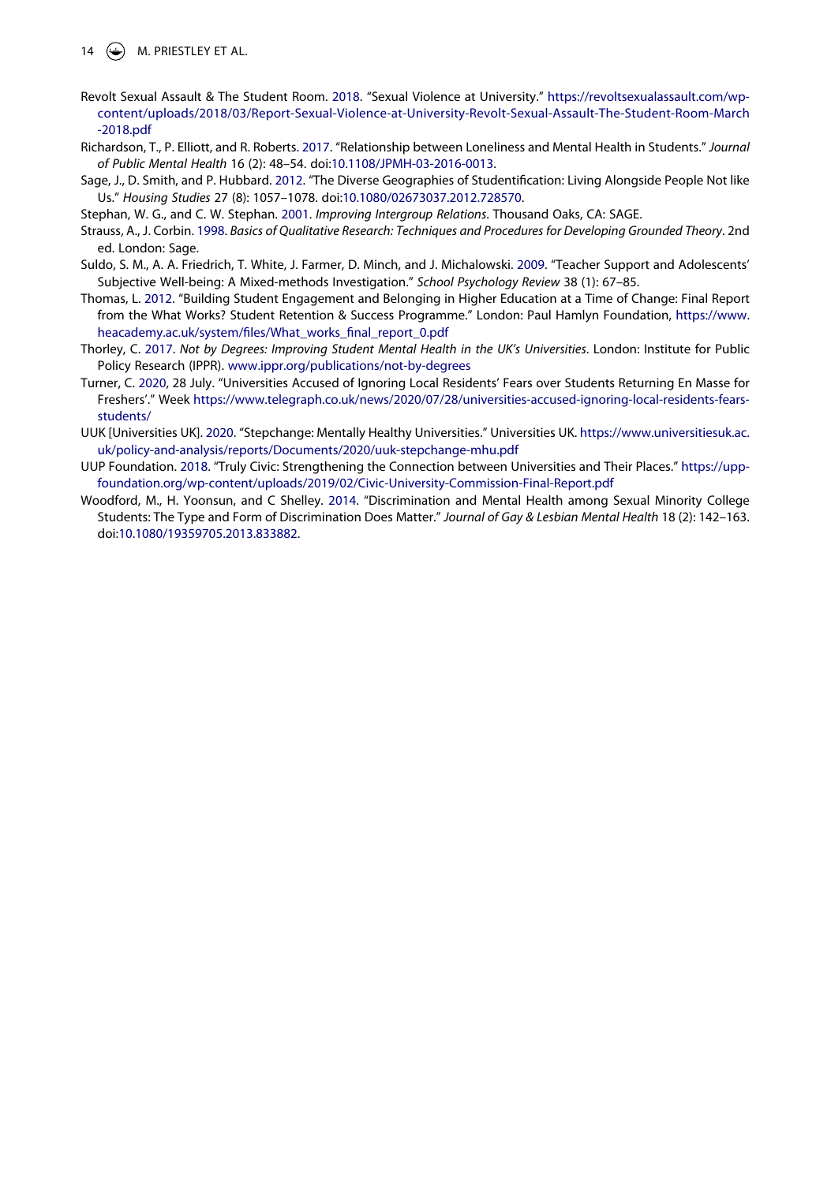Revolt Sexual Assault & The Student Room. 2018. "Sexual Violence at University." https://revoltsexualassault.com/wp-content/uploads/2018/03/Report-Sexual-Violence-at-University-Revolt-Sexual-Assault-The-Student-Room-March-2018.pdf

Richardson, T., P. Elliott, and R. Roberts. 2017. "Relationship between Loneliness and Mental Health in Students." *Journal of Public Mental Health* 16 (2): 48–54. doi:10.1108/JPMH-03-2016-0013.

Sage, J., D. Smith, and P. Hubbard. 2012. "The Diverse Geographies of Studentification: Living Alongside People Not like Us." *Housing Studies* 27 (8): 1057–1078. doi:10.1080/02673037.2012.728570.

Stephan, W. G., and C. W. Stephan. 2001. *Improving Intergroup Relations*. Thousand Oaks, CA: SAGE.

Strauss, A., J. Corbin. 1998. *Basics of Qualitative Research: Techniques and Procedures for Developing Grounded Theory*. 2nd ed. London: Sage.

Suldo, S. M., A. A. Friedrich, T. White, J. Farmer, D. Minch, and J. Michalowski. 2009. "Teacher Support and Adolescents' Subjective Well-being: A Mixed-methods Investigation." *School Psychology Review* 38 (1): 67–85.

Thomas, L. 2012. "Building Student Engagement and Belonging in Higher Education at a Time of Change: Final Report from the What Works? Student Retention & Success Programme." London: Paul Hamlyn Foundation, https://www.heacademy.ac.uk/system/files/What_works_final_report_0.pdf

Thorley, C. 2017. *Not by Degrees: Improving Student Mental Health in the UK's Universities*. London: Institute for Public Policy Research (IPPR). www.ippr.org/publications/not-by-degrees

Turner, C. 2020, 28 July. "Universities Accused of Ignoring Local Residents' Fears over Students Returning En Masse for Freshers'." Week https://www.telegraph.co.uk/news/2020/07/28/universities-accused-ignoring-local-residents-fears-students/

UUK [Universities UK]. 2020. "Stepchange: Mentally Healthy Universities." Universities UK. https://www.universitiesuk.ac.uk/policy-and-analysis/reports/Documents/2020/uuk-stepchange-mhu.pdf

UUP Foundation. 2018. "Truly Civic: Strengthening the Connection between Universities and Their Places." https://upp-foundation.org/wp-content/uploads/2019/02/Civic-University-Commission-Final-Report.pdf

Woodford, M., H. Yoonsun, and C Shelley. 2014. "Discrimination and Mental Health among Sexual Minority College Students: The Type and Form of Discrimination Does Matter." *Journal of Gay & Lesbian Mental Health* 18 (2): 142–163. doi:10.1080/19359705.2013.833882.